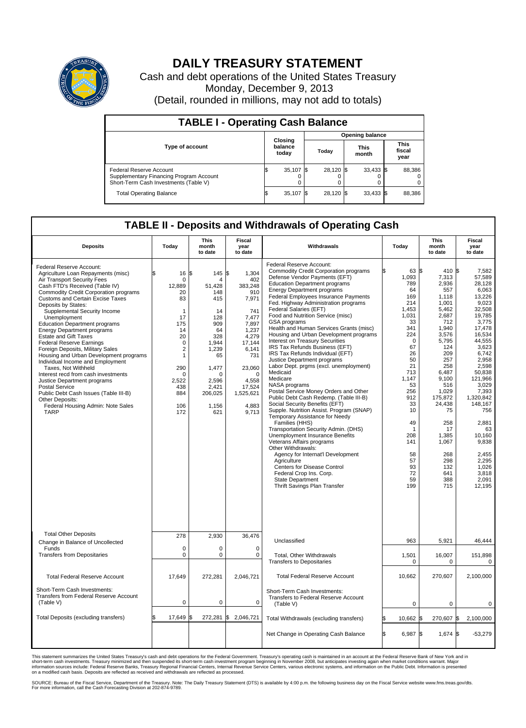# DAILY TREASURY STATEMENT

Cash and debt operations of the United States Treasury

Monday, December 9, 2013

(Detail, rounded in millions, may not add to totals)

## TABLE I - Operating Cash Balance

| Type of account | Closing balance today | Opening balance Today | Opening balance This month | Opening balance This fiscal year |
|---|---|---|---|---|
| Federal Reserve Account | $ 35,107 | $ 28,120 | $ 33,433 | $ 88,386 |
| Supplementary Financing Program Account | 0 | 0 | 0 | 0 |
| Short-Term Cash Investments (Table V) | 0 | 0 | 0 | 0 |
| Total Operating Balance | $ 35,107 | $ 28,120 | $ 33,433 | $ 88,386 |

## TABLE II - Deposits and Withdrawals of Operating Cash

| Deposits | Today | This month to date | Fiscal year to date | Withdrawals | Today | This month to date | Fiscal year to date |
|---|---|---|---|---|---|---|---|
| Federal Reserve Account: | | | | Federal Reserve Account: | | | |
| Agriculture Loan Repayments (misc) | $ 16 | $ 145 | $ 1,304 | Commodity Credit Corporation programs | $ 63 | $ 410 | $ 7,582 |
| Air Transport Security Fees | 0 | 4 | 402 | Defense Vendor Payments (EFT) | 1,093 | 7,313 | 57,589 |
| Cash FTD's Received (Table IV) | 12,889 | 51,428 | 383,248 | Education Department programs | 789 | 2,936 | 28,128 |
| Commodity Credit Corporation programs | 20 | 148 | 910 | Energy Department programs | 64 | 557 | 6,063 |
| Customs and Certain Excise Taxes | 83 | 415 | 7,971 | Federal Employees Insurance Payments | 169 | 1,118 | 13,226 |
| Deposits by States: | | | | Fed. Highway Administration programs | 214 | 1,001 | 9,023 |
| Supplemental Security Income | 1 | 14 | 741 | Federal Salaries (EFT) | 1,453 | 5,462 | 32,508 |
| Unemployment | 17 | 128 | 7,477 | Food and Nutrition Service (misc) | 1,031 | 2,687 | 19,785 |
| Education Department programs | 175 | 909 | 7,897 | GSA programs | 33 | 712 | 3,775 |
| Energy Department programs | 14 | 64 | 1,237 | Health and Human Services Grants (misc) | 341 | 1,940 | 17,478 |
| Estate and Gift Taxes | 20 | 328 | 4,279 | Housing and Urban Development programs | 224 | 3,576 | 16,534 |
| Federal Reserve Earnings | 0 | 1,944 | 17,144 | Interest on Treasury Securities | 0 | 5,795 | 44,555 |
| Foreign Deposits, Military Sales | 2 | 1,239 | 6,141 | IRS Tax Refunds Business (EFT) | 67 | 124 | 3,623 |
| Housing and Urban Development programs | 1 | 65 | 731 | IRS Tax Refunds Individual (EFT) | 26 | 209 | 6,742 |
| Individual Income and Employment Taxes, Not Withheld | 290 | 1,477 | 23,060 | Justice Department programs | 50 | 257 | 2,958 |
| Interest recd from cash investments | 0 | 0 | 0 | Labor Dept. prgms (excl. unemployment) | 21 | 258 | 2,598 |
| Justice Department programs | 2,522 | 2,596 | 4,558 | Medicaid | 713 | 6,487 | 50,838 |
| Postal Service | 438 | 2,421 | 17,524 | Medicare | 1,147 | 9,100 | 121,966 |
| Public Debt Cash Issues (Table III-B) | 884 | 206,025 | 1,525,621 | NASA programs | 53 | 516 | 3,029 |
| Other Deposits: | | | | Postal Service Money Orders and Other | 256 | 1,029 | 7,393 |
| Federal Housing Admin: Note Sales | 106 | 1,156 | 4,883 | Public Debt Cash Redemp. (Table III-B) | 912 | 175,872 | 1,320,842 |
| TARP | 172 | 621 | 9,713 | Social Security Benefits (EFT) | 33 | 24,438 | 148,167 |
| | | | | Supple. Nutrition Assist. Program (SNAP) | 10 | 75 | 756 |
| | | | | Temporary Assistance for Needy Families (HHS) | 49 | 258 | 2,881 |
| | | | | Transportation Security Admin. (DHS) | 1 | 17 | 63 |
| | | | | Unemployment Insurance Benefits | 208 | 1,385 | 10,160 |
| | | | | Veterans Affairs programs | 141 | 1,067 | 9,838 |
| | | | | Other Withdrawals: | | | |
| | | | | Agency for Internat'l Development | 58 | 268 | 2,455 |
| | | | | Agriculture | 57 | 298 | 2,295 |
| | | | | Centers for Disease Control | 93 | 132 | 1,026 |
| | | | | Federal Crop Ins. Corp. | 72 | 641 | 3,818 |
| | | | | State Department | 59 | 388 | 2,091 |
| | | | | Thrift Savings Plan Transfer | 199 | 715 | 12,195 |
| Total Other Deposits | 278 | 2,930 | 36,476 | Unclassified | 963 | 5,921 | 46,444 |
| Change in Balance of Uncollected Funds | 0 | 0 | 0 | | | | |
| Transfers from Depositaries | 0 | 0 | 0 | Total, Other Withdrawals | 1,501 | 16,007 | 151,898 |
| | | | | Transfers to Depositaries | 0 | 0 | 0 |
| Total Federal Reserve Account | 17,649 | 272,281 | 2,046,721 | Total Federal Reserve Account | 10,662 | 270,607 | 2,100,000 |
| Short-Term Cash Investments: Transfers from Federal Reserve Account (Table V) | 0 | 0 | 0 | Short-Term Cash Investments: Transfers to Federal Reserve Account (Table V) | 0 | 0 | 0 |
| Total Deposits (excluding transfers) | $ 17,649 | $ 272,281 | $ 2,046,721 | Total Withdrawals (excluding transfers) | $ 10,662 | $ 270,607 | $ 2,100,000 |
| | | | | Net Change in Operating Cash Balance | $ 6,987 | $ 1,674 | $ -53,279 |

This statement summarizes the United States Treasury's cash and debt operations for the Federal Government. Treasury's operating cash is maintained in an account at the Federal Reserve Bank of New York and in short-term cash investments. Treasury minimized and then suspended its short-term cash investment program beginning in November 2008, but anticipates investing again when market conditions warrant. Major information sources include: Federal Reserve Banks, Treasury Regional Financial Centers, Internal Revenue Service Centers, various electronic systems, and information on the Public Debt. Information is presented on a modified cash basis. Deposits are reflected as received and withdrawals are reflected as processed.

SOURCE: Bureau of the Fiscal Service, Department of the Treasury. Note: The Daily Treasury Statement (DTS) is available by 4:00 p.m. the following business day on the Fiscal Service website www.fms.treas.gov/dts. For more information, call the Cash Forecasting Division at 202-874-9789.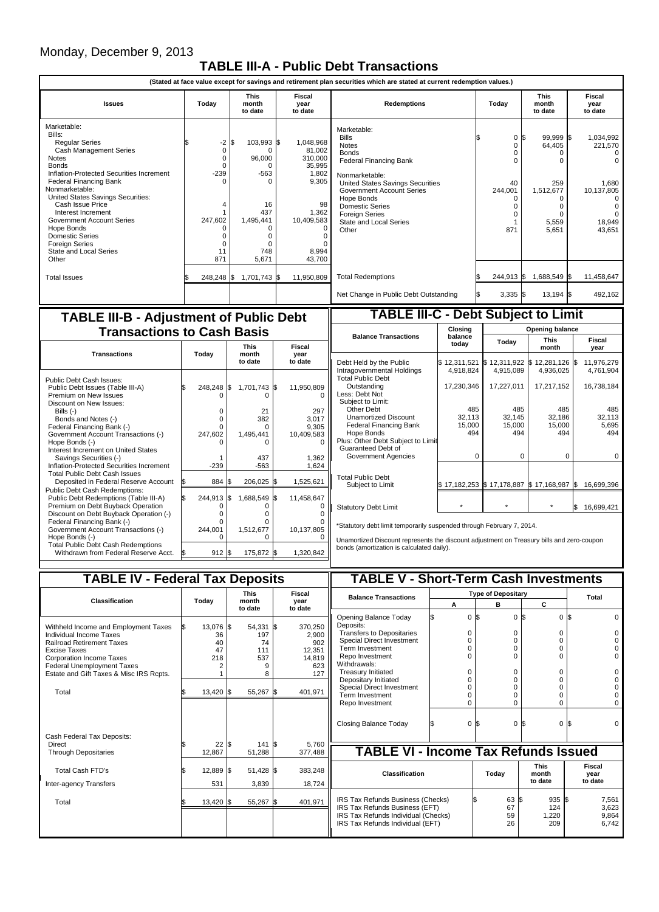Monday, December 9, 2013

# TABLE III-A - Public Debt Transactions

(Stated at face value except for savings and retirement plan securities which are stated at current redemption values.)

| Issues | Today | This month to date | Fiscal year to date |
|---|---|---|---|
| Marketable: | | | |
| Bills: | | | |
| Regular Series | $ -2 | $ 103,993 | $ 1,048,968 |
| Cash Management Series | 0 | 0 | 81,002 |
| Notes | 0 | 96,000 | 310,000 |
| Bonds | 0 | 0 | 35,995 |
| Inflation-Protected Securities Increment | -239 | -563 | 1,802 |
| Federal Financing Bank | 0 | 0 | 9,305 |
| Nonmarketable: | | | |
| United States Savings Securities: | | | |
| Cash Issue Price | 4 | 16 | 98 |
| Interest Increment | 1 | 437 | 1,362 |
| Government Account Series | 247,602 | 1,495,441 | 10,409,583 |
| Hope Bonds | 0 | 0 | 0 |
| Domestic Series | 0 | 0 | 0 |
| Foreign Series | 0 | 0 | 0 |
| State and Local Series | 11 | 748 | 8,994 |
| Other | 871 | 5,671 | 43,700 |
| Total Issues | $ 248,248 | $ 1,701,743 | $ 11,950,809 |

| Redemptions | Today | This month to date | Fiscal year to date |
|---|---|---|---|
| Marketable: | | | |
| Bills | $ 0 | $ 99,999 | $ 1,034,992 |
| Notes | 0 | 64,405 | 221,570 |
| Bonds | 0 | 0 | 0 |
| Federal Financing Bank | 0 | 0 | 0 |
| Nonmarketable: | | | |
| United States Savings Securities | 40 | 259 | 1,680 |
| Government Account Series | 244,001 | 1,512,677 | 10,137,805 |
| Hope Bonds | 0 | 0 | 0 |
| Domestic Series | 0 | 0 | 0 |
| Foreign Series | 0 | 0 | 0 |
| State and Local Series | 1 | 5,559 | 18,949 |
| Other | 871 | 5,651 | 43,651 |
| Total Redemptions | $ 244,913 | $ 1,688,549 | $ 11,458,647 |
| Net Change in Public Debt Outstanding | $ 3,335 | $ 13,194 | $ 492,162 |

# TABLE III-B - Adjustment of Public Debt Transactions to Cash Basis

| Transactions | Today | This month to date | Fiscal year to date |
|---|---|---|---|
| Public Debt Cash Issues: | | | |
| Public Debt Issues (Table III-A) | $ 248,248 | $ 1,701,743 | $ 11,950,809 |
| Premium on New Issues | 0 | 0 | 0 |
| Discount on New Issues: | | | |
| Bills (-) | 0 | 21 | 297 |
| Bonds and Notes (-) | 0 | 382 | 3,017 |
| Federal Financing Bank (-) | 0 | 0 | 9,305 |
| Government Account Transactions (-) | 247,602 | 1,495,441 | 10,409,583 |
| Hope Bonds (-) | 0 | 0 | 0 |
| Interest Increment on United States Savings Securities (-) | 1 | 437 | 1,362 |
| Inflation-Protected Securities Increment | -239 | -563 | 1,624 |
| Total Public Debt Cash Issues Deposited in Federal Reserve Account | $ 884 | $ 206,025 | $ 1,525,621 |
| Public Debt Cash Redemptions: | | | |
| Public Debt Redemptions (Table III-A) | $ 244,913 | $ 1,688,549 | $ 11,458,647 |
| Premium on Debt Buyback Operation | 0 | 0 | 0 |
| Discount on Debt Buyback Operation (-) | 0 | 0 | 0 |
| Federal Financing Bank (-) | 0 | 0 | 0 |
| Government Account Transactions (-) | 244,001 | 1,512,677 | 10,137,805 |
| Hope Bonds (-) | 0 | 0 | 0 |
| Total Public Debt Cash Redemptions Withdrawn from Federal Reserve Acct. | $ 912 | $ 175,872 | $ 1,320,842 |

# TABLE III-C - Debt Subject to Limit

| Balance Transactions | Closing balance today | Opening balance Today | Opening balance This month | Opening balance Fiscal year |
|---|---|---|---|---|
| Debt Held by the Public | $ 12,311,521 | $ 12,311,922 | $ 12,281,126 | $ 11,976,279 |
| Intragovernmental Holdings | 4,918,824 | 4,915,089 | 4,936,025 | 4,761,904 |
| Total Public Debt Outstanding | 17,230,346 | 17,227,011 | 17,217,152 | 16,738,184 |
| Less: Debt Not Subject to Limit: | | | | |
| Other Debt | 485 | 485 | 485 | 485 |
| Unamortized Discount | 32,113 | 32,145 | 32,186 | 32,113 |
| Federal Financing Bank | 15,000 | 15,000 | 15,000 | 5,695 |
| Hope Bonds | 494 | 494 | 494 | 494 |
| Plus: Other Debt Subject to Limit | | | | |
| Guaranteed Debt of Government Agencies | 0 | 0 | 0 | 0 |
| Total Public Debt Subject to Limit | $ 17,182,253 | $ 17,178,887 | $ 17,168,987 | $ 16,699,396 |
| Statutory Debt Limit | * | * | * | $ 16,699,421 |

*Statutory debt limit temporarily suspended through February 7, 2014.

Unamortized Discount represents the discount adjustment on Treasury bills and zero-coupon bonds (amortization is calculated daily).

# TABLE IV - Federal Tax Deposits

| Classification | Today | This month to date | Fiscal year to date |
|---|---|---|---|
| Withheld Income and Employment Taxes | $ 13,076 | $ 54,331 | $ 370,250 |
| Individual Income Taxes | 36 | 197 | 2,900 |
| Railroad Retirement Taxes | 40 | 74 | 902 |
| Excise Taxes | 47 | 111 | 12,351 |
| Corporation Income Taxes | 218 | 537 | 14,819 |
| Federal Unemployment Taxes | 2 | 9 | 623 |
| Estate and Gift Taxes & Misc IRS Rcpts. | 1 | 8 | 127 |
| Total | $ 13,420 | $ 55,267 | $ 401,971 |
| Cash Federal Tax Deposits: | | | |
| Direct | $ 22 | $ 141 | $ 5,760 |
| Through Depositaries | 12,867 | 51,288 | 377,488 |
| Total Cash FTD's | $ 12,889 | $ 51,428 | $ 383,248 |
| Inter-agency Transfers | 531 | 3,839 | 18,724 |
| Total | $ 13,420 | $ 55,267 | $ 401,971 |

# TABLE V - Short-Term Cash Investments

| Balance Transactions | Type of Depositary A | Type of Depositary B | Type of Depositary C | Total |
|---|---|---|---|---|
| Opening Balance Today | $ 0 | $ 0 | $ 0 | $ 0 |
| Deposits: | | | | |
| Transfers to Depositaries | 0 | 0 | 0 | 0 |
| Special Direct Investment | 0 | 0 | 0 | 0 |
| Term Investment | 0 | 0 | 0 | 0 |
| Repo Investment | 0 | 0 | 0 | 0 |
| Withdrawals: | | | | |
| Treasury Initiated | 0 | 0 | 0 | 0 |
| Depositary Initiated | 0 | 0 | 0 | 0 |
| Special Direct Investment | 0 | 0 | 0 | 0 |
| Term Investment | 0 | 0 | 0 | 0 |
| Repo Investment | 0 | 0 | 0 | 0 |
| Closing Balance Today | $ 0 | $ 0 | $ 0 | $ 0 |

# TABLE VI - Income Tax Refunds Issued

| Classification | Today | This month to date | Fiscal year to date |
|---|---|---|---|
| IRS Tax Refunds Business (Checks) | $ 63 | $ 935 | $ 7,561 |
| IRS Tax Refunds Business (EFT) | 67 | 124 | 3,623 |
| IRS Tax Refunds Individual (Checks) | 59 | 1,220 | 9,864 |
| IRS Tax Refunds Individual (EFT) | 26 | 209 | 6,742 |